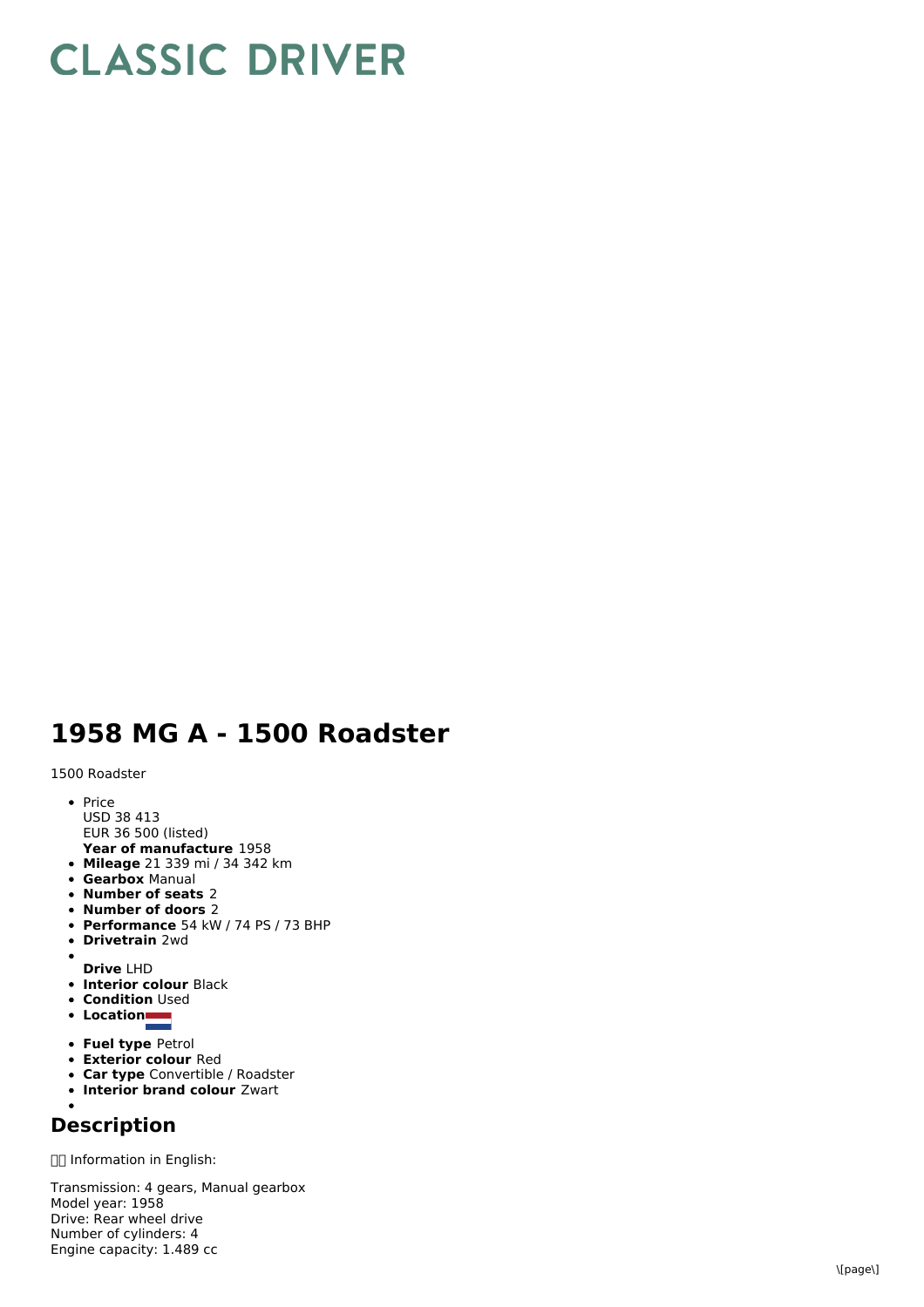# CLASSIC DRIVER

# 1958 MG A - 1500 Roadster

1500 Roadster

- Price
  USD 38 413
  EUR 36 500 (listed)
  **Year of manufacture** 1958
- **Mileage** 21 339 mi / 34 342 km
- **Gearbox** Manual
- **Number of seats** 2
- **Number of doors** 2
- **Performance** 54 kW / 74 PS / 73 BHP
- **Drivetrain** 2wd
- **Drive** LHD
- **Interior colour** Black
- **Condition** Used
- **Location**
- **Fuel type** Petrol
- **Exterior colour** Red
- **Car type** Convertible / Roadster
- **Interior brand colour** Zwart

## Description

Information in English:

Transmission: 4 gears, Manual gearbox
Model year: 1958
Drive: Rear wheel drive
Number of cylinders: 4
Engine capacity: 1.489 cc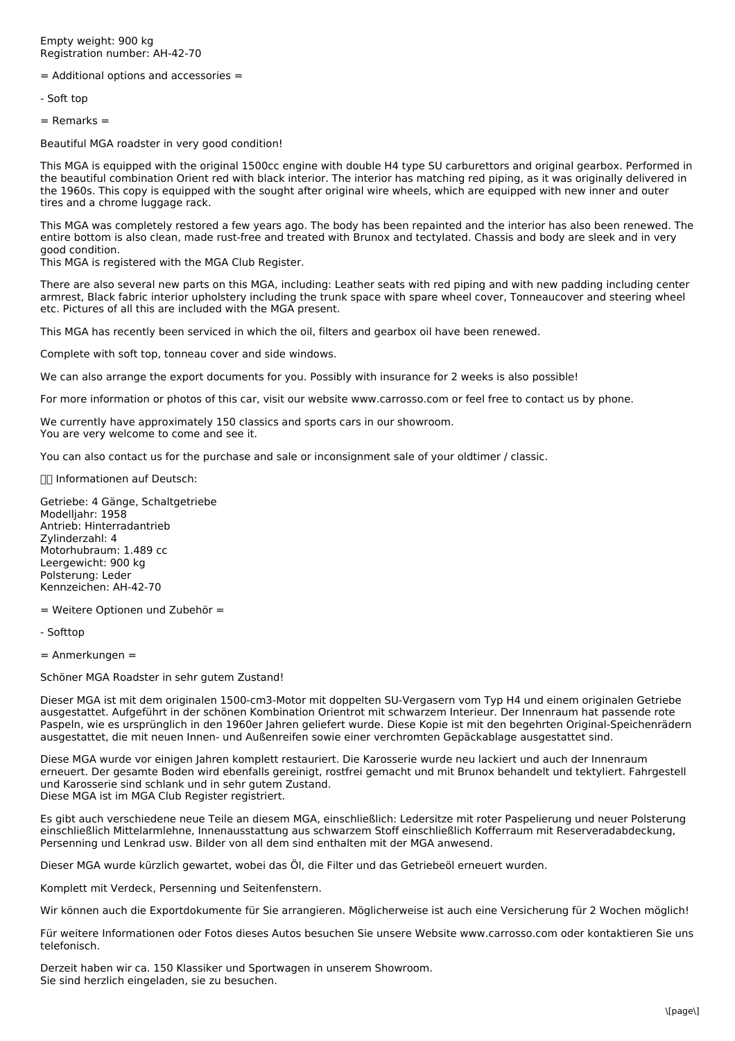Empty weight: 900 kg
Registration number: AH-42-70

= Additional options and accessories =

- Soft top

= Remarks =

Beautiful MGA roadster in very good condition!

This MGA is equipped with the original 1500cc engine with double H4 type SU carburettors and original gearbox. Performed in the beautiful combination Orient red with black interior. The interior has matching red piping, as it was originally delivered in the 1960s. This copy is equipped with the sought after original wire wheels, which are equipped with new inner and outer tires and a chrome luggage rack.

This MGA was completely restored a few years ago. The body has been repainted and the interior has also been renewed. The entire bottom is also clean, made rust-free and treated with Brunox and tectylated. Chassis and body are sleek and in very good condition.
This MGA is registered with the MGA Club Register.

There are also several new parts on this MGA, including: Leather seats with red piping and with new padding including center armrest, Black fabric interior upholstery including the trunk space with spare wheel cover, Tonneaucover and steering wheel etc. Pictures of all this are included with the MGA present.

This MGA has recently been serviced in which the oil, filters and gearbox oil have been renewed.

Complete with soft top, tonneau cover and side windows.

We can also arrange the export documents for you. Possibly with insurance for 2 weeks is also possible!

For more information or photos of this car, visit our website www.carrosso.com or feel free to contact us by phone.

We currently have approximately 150 classics and sports cars in our showroom.
You are very welcome to come and see it.

You can also contact us for the purchase and sale or inconsignment sale of your oldtimer / classic.

Informationen auf Deutsch:

Getriebe: 4 Gänge, Schaltgetriebe
Modelljahr: 1958
Antrieb: Hinterradantrieb
Zylinderzahl: 4
Motorhubraum: 1.489 cc
Leergewicht: 900 kg
Polsterung: Leder
Kennzeichen: AH-42-70

= Weitere Optionen und Zubehör =

- Softtop

= Anmerkungen =

Schöner MGA Roadster in sehr gutem Zustand!

Dieser MGA ist mit dem originalen 1500-cm3-Motor mit doppelten SU-Vergasern vom Typ H4 und einem originalen Getriebe ausgestattet. Aufgeführt in der schönen Kombination Orientrot mit schwarzem Interieur. Der Innenraum hat passende rote Paspeln, wie es ursprünglich in den 1960er Jahren geliefert wurde. Diese Kopie ist mit den begehrten Original-Speichenrädern ausgestattet, die mit neuen Innen- und Außenreifen sowie einer verchromten Gepäckablage ausgestattet sind.

Diese MGA wurde vor einigen Jahren komplett restauriert. Die Karosserie wurde neu lackiert und auch der Innenraum erneuert. Der gesamte Boden wird ebenfalls gereinigt, rostfrei gemacht und mit Brunox behandelt und tektyliert. Fahrgestell und Karosserie sind schlank und in sehr gutem Zustand.
Diese MGA ist im MGA Club Register registriert.

Es gibt auch verschiedene neue Teile an diesem MGA, einschließlich: Ledersitze mit roter Paspelierung und neuer Polsterung einschließlich Mittelarmlehne, Innenausstattung aus schwarzem Stoff einschließlich Kofferraum mit Reserveradabdeckung, Persenning und Lenkrad usw. Bilder von all dem sind enthalten mit der MGA anwesend.

Dieser MGA wurde kürzlich gewartet, wobei das Öl, die Filter und das Getriebeöl erneuert wurden.

Komplett mit Verdeck, Persenning und Seitenfenstern.

Wir können auch die Exportdokumente für Sie arrangieren. Möglicherweise ist auch eine Versicherung für 2 Wochen möglich!

Für weitere Informationen oder Fotos dieses Autos besuchen Sie unsere Website www.carrosso.com oder kontaktieren Sie uns telefonisch.

Derzeit haben wir ca. 150 Klassiker und Sportwagen in unserem Showroom.
Sie sind herzlich eingeladen, sie zu besuchen.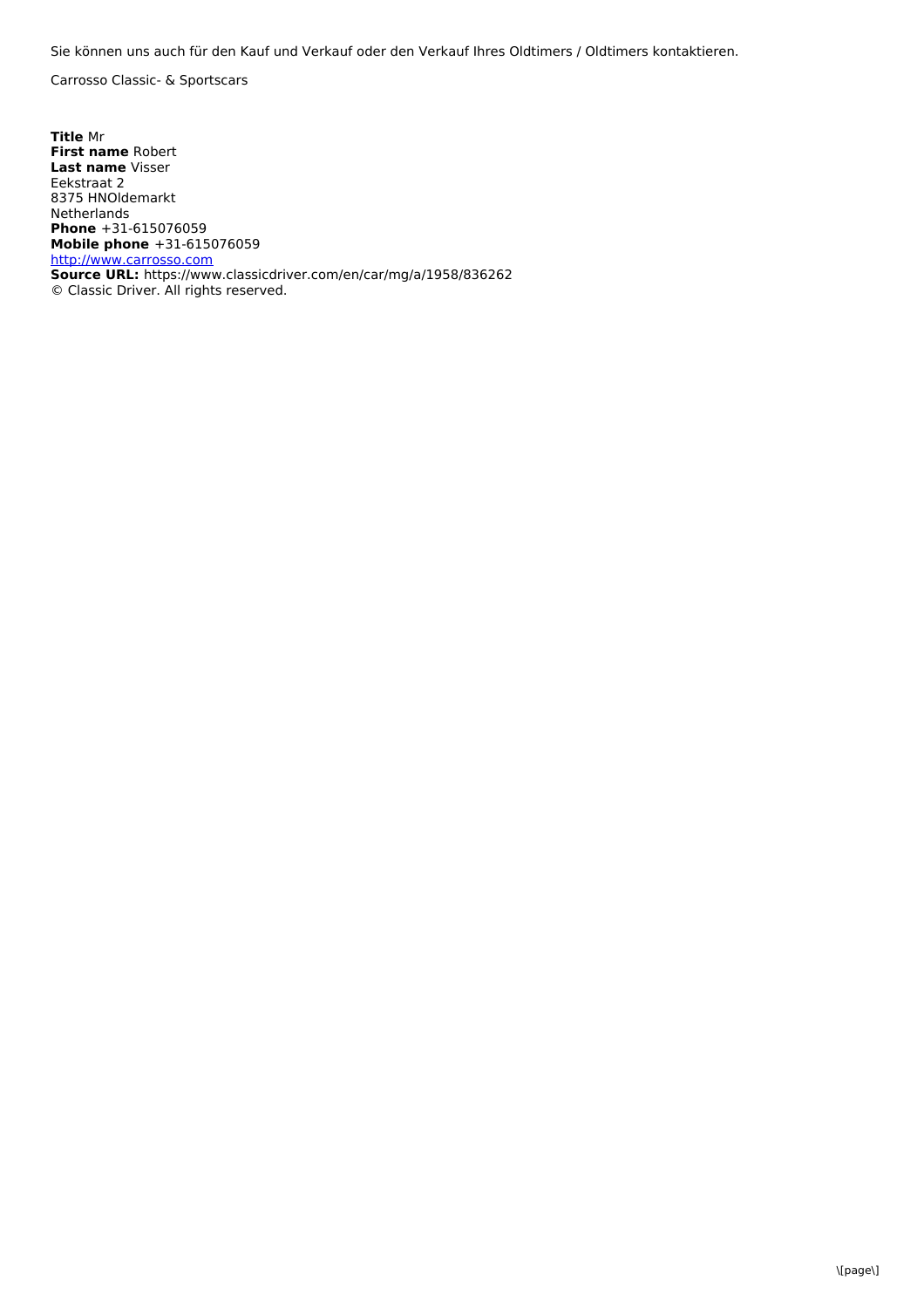Sie können uns auch für den Kauf und Verkauf oder den Verkauf Ihres Oldtimers / Oldtimers kontaktieren.

Carrosso Classic- & Sportscars

**Title** Mr
**First name** Robert
**Last name** Visser
Eekstraat 2
8375 HNOldemarkt
Netherlands
**Phone** +31-615076059
**Mobile phone** +31-615076059
[http://www.carrosso.com](http://www.carrosso.com)
**Source URL:** https://www.classicdriver.com/en/car/mg/a/1958/836262
© Classic Driver. All rights reserved.